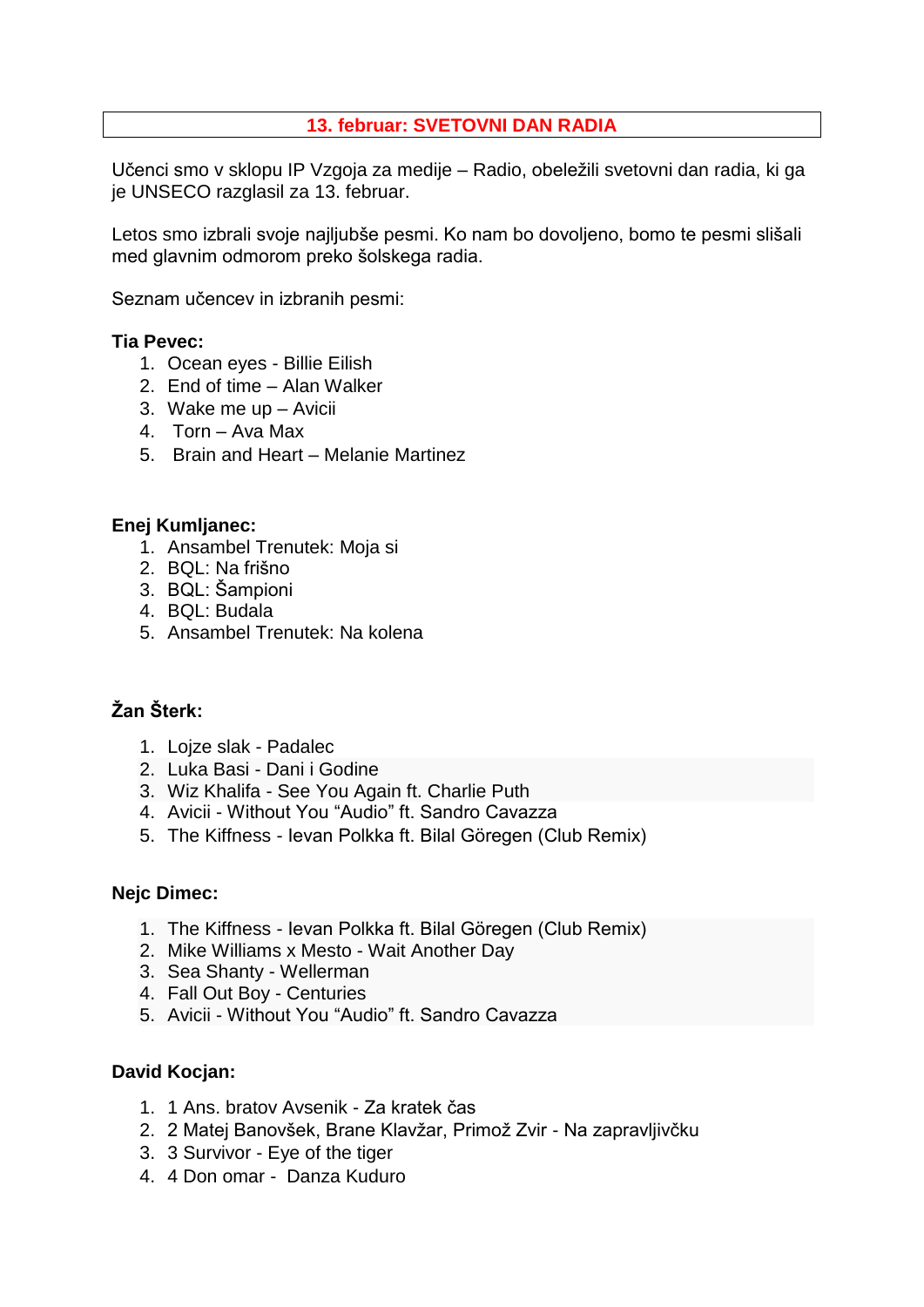# 13. februar: SVETOVNI DAN RADIA

Učenci smo v sklopu IP Vzgoja za medije – Radio, obeležili svetovni dan radia, ki ga je UNSECO razglasil za 13. februar.

Letos smo izbrali svoje najljubše pesmi. Ko nam bo dovoljeno, bomo te pesmi slišali med glavnim odmorom preko šolskega radia.

Seznam učencev in izbranih pesmi:

**Tia Pevec:**

1. Ocean eyes - Billie Eilish
2. End of time – Alan Walker
3. Wake me up – Avicii
4. Torn – Ava Max
5. Brain and Heart – Melanie Martinez

**Enej Kumljanec:**

1. Ansambel Trenutek: Moja si
2. BQL: Na frišno
3. BQL: Šampioni
4. BQL: Budala
5. Ansambel Trenutek: Na kolena

**Žan Šterk:**

1. Lojze slak - Padalec
2. Luka Basi - Dani i Godine
3. Wiz Khalifa - See You Again ft. Charlie Puth
4. Avicii - Without You "Audio" ft. Sandro Cavazza
5. The Kiffness - Ievan Polkka ft. Bilal Göregen (Club Remix)

**Nejc Dimec:**

1. The Kiffness - Ievan Polkka ft. Bilal Göregen (Club Remix)
2. Mike Williams x Mesto - Wait Another Day
3. Sea Shanty - Wellerman
4. Fall Out Boy - Centuries
5. Avicii - Without You "Audio" ft. Sandro Cavazza

**David Kocjan:**

1. 1 Ans. bratov Avsenik - Za kratek čas
2. 2 Matej Banovšek, Brane Klavžar, Primož Zvir - Na zapravljivčku
3. 3 Survivor - Eye of the tiger
4. 4 Don omar - Danza Kuduro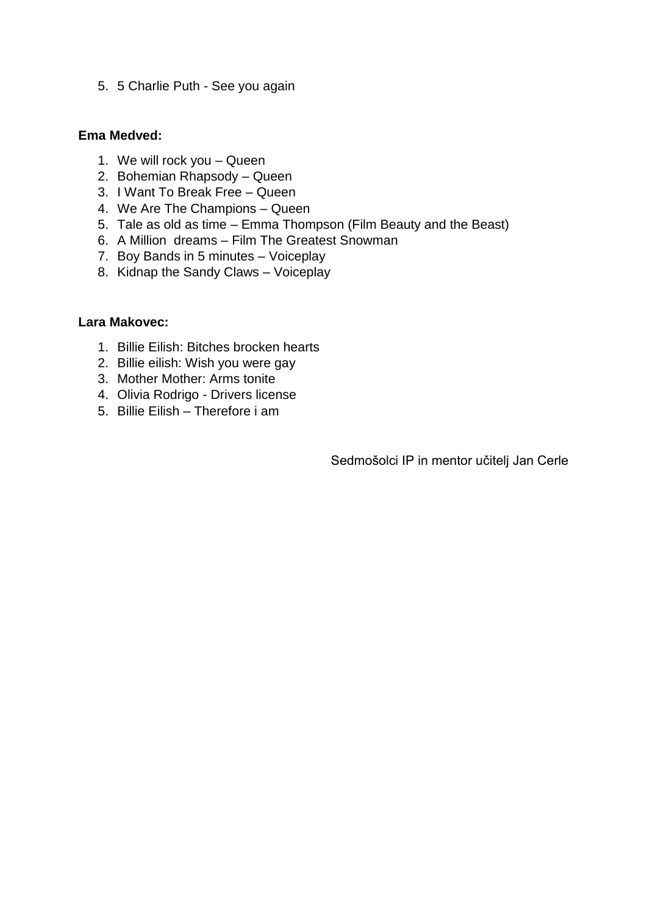5. 5 Charlie Puth - See you again

**Ema Medved:**

1. We will rock you – Queen
2. Bohemian Rhapsody – Queen
3. I Want To Break Free – Queen
4. We Are The Champions – Queen
5. Tale as old as time – Emma Thompson (Film Beauty and the Beast)
6. A Million  dreams – Film The Greatest Snowman
7. Boy Bands in 5 minutes – Voiceplay
8. Kidnap the Sandy Claws – Voiceplay

**Lara Makovec:**

1. Billie Eilish: Bitches brocken hearts
2. Billie eilish: Wish you were gay
3. Mother Mother: Arms tonite
4. Olivia Rodrigo - Drivers license
5. Billie Eilish – Therefore i am

Sedmošolci IP in mentor učitelj Jan Cerle